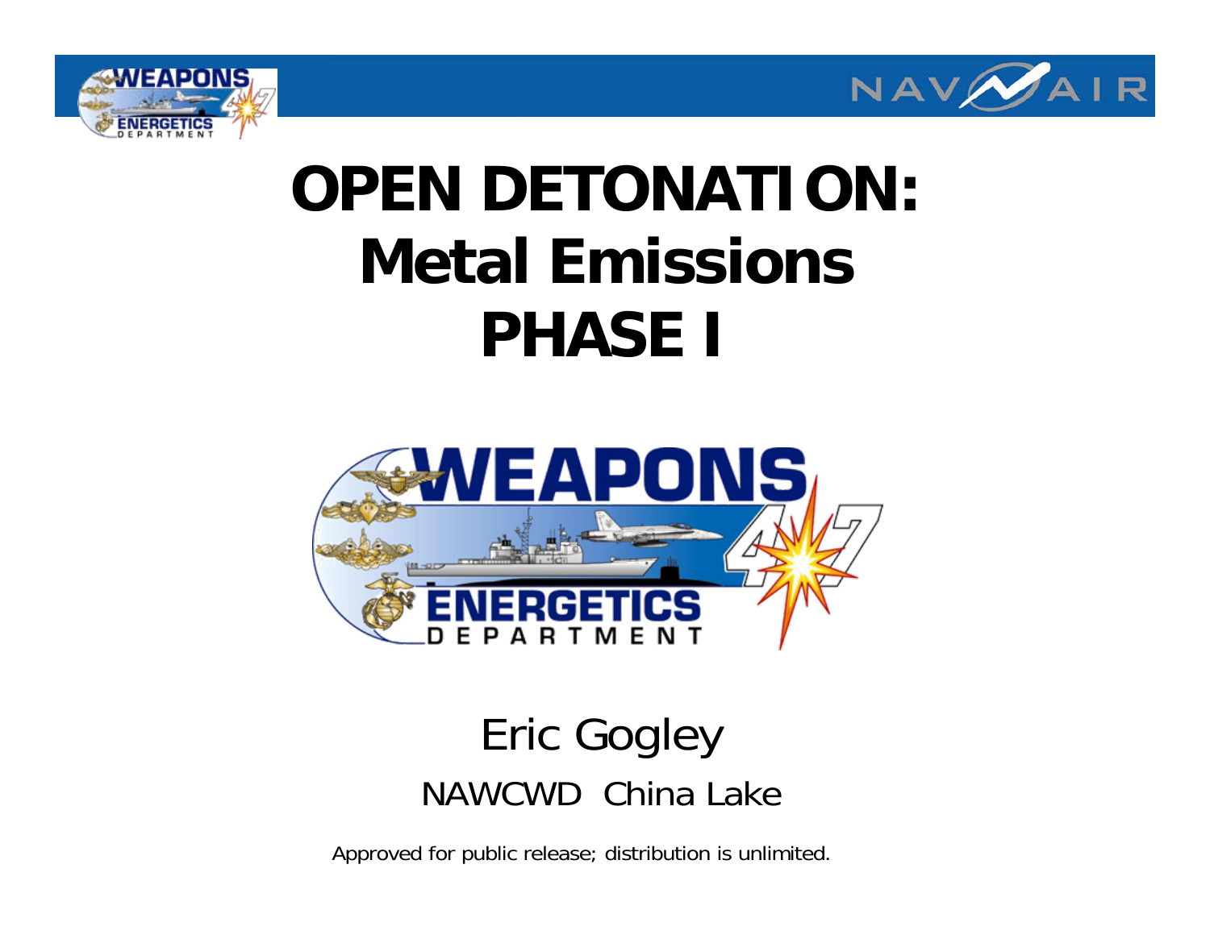# OPEN DETONATION: Metal Emissions PHASE I

Eric Gogley

NAWCWD China Lake

Approved for public release; distribution is unlimited.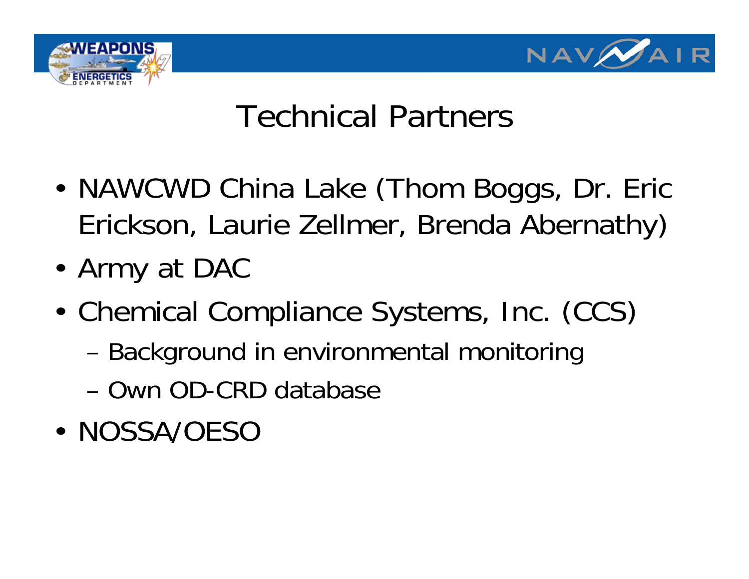# Technical Partners

- NAWCWD China Lake (Thom Boggs, Dr. Eric Erickson, Laurie Zellmer, Brenda Abernathy)
- Army at DAC
- Chemical Compliance Systems, Inc. (CCS)
  - Background in environmental monitoring
  - Own OD-CRD database
- NOSSA/OESO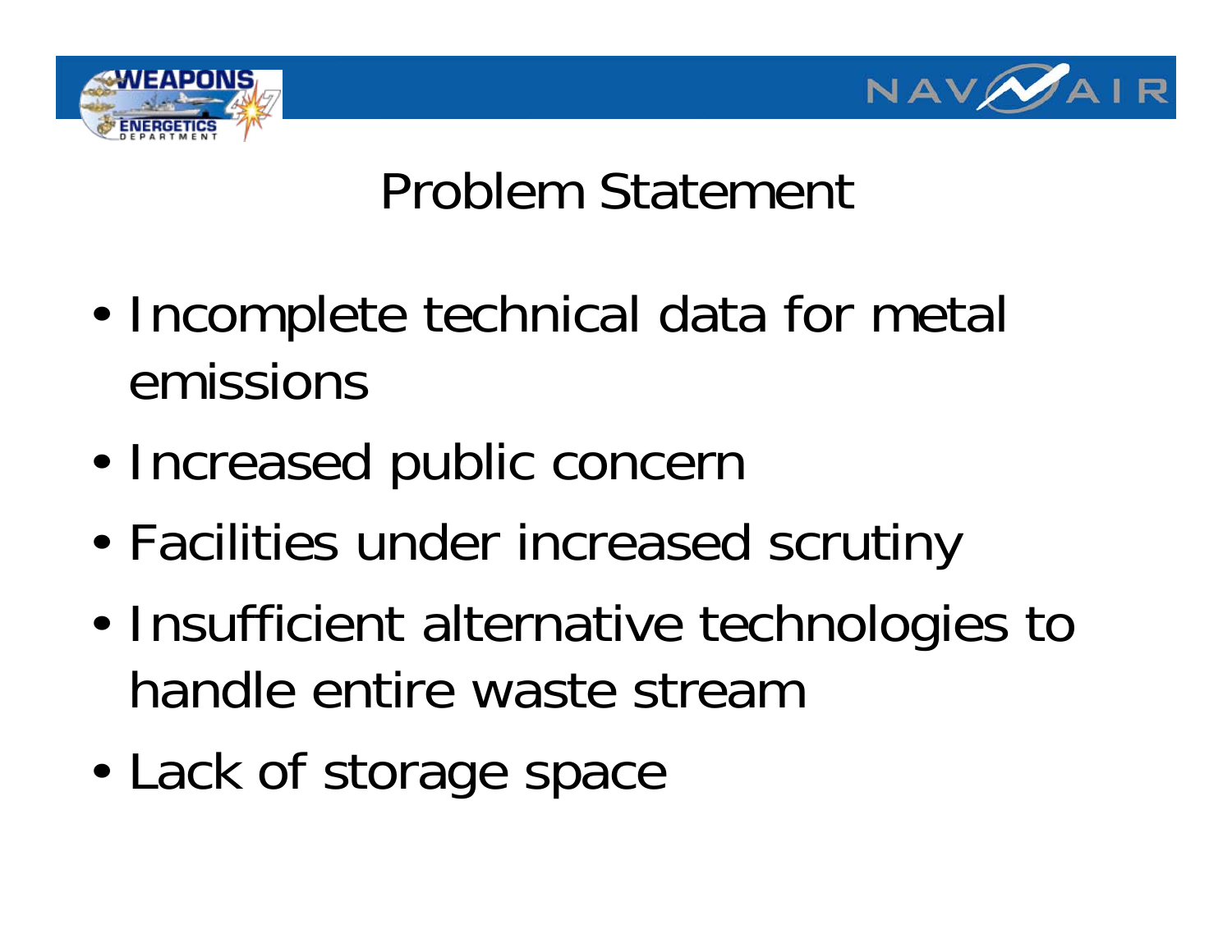# Problem Statement

- Incomplete technical data for metal emissions
- Increased public concern
- Facilities under increased scrutiny
- Insufficient alternative technologies to handle entire waste stream
- Lack of storage space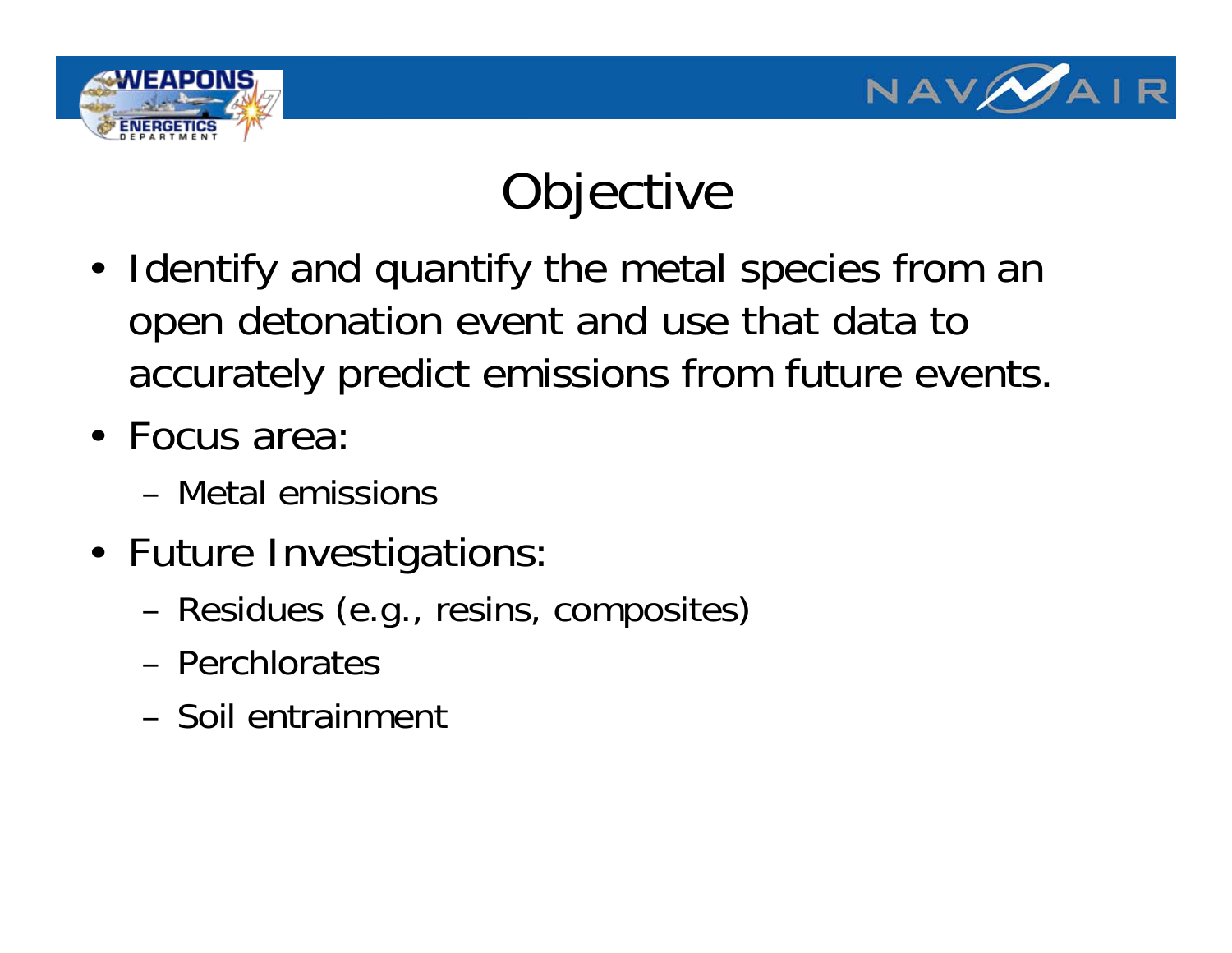# Objective

- Identify and quantify the metal species from an open detonation event and use that data to accurately predict emissions from future events.
- Focus area:
  - Metal emissions
- Future Investigations:
  - Residues (e.g., resins, composites)
  - Perchlorates
  - Soil entrainment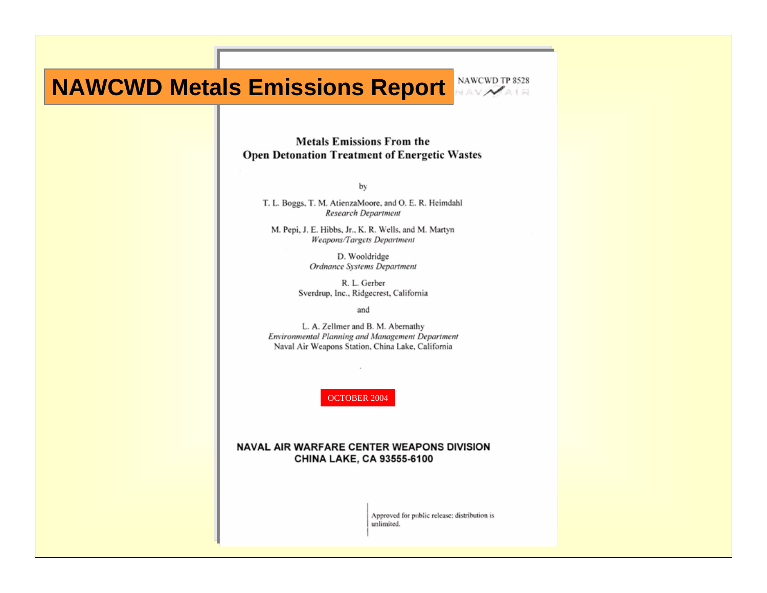# NAWCWD Metals Emissions Report

NAWCWD TP 8528

NAVAIR

## Metals Emissions From the Open Detonation Treatment of Energetic Wastes

by

T. L. Boggs, T. M. AtienzaMoore, and O. E. R. Heimdahl
*Research Department*

M. Pepi, J. E. Hibbs, Jr., K. R. Wells, and M. Martyn
*Weapons/Targets Department*

D. Wooldridge
*Ordnance Systems Department*

R. L. Gerber
Sverdrup, Inc., Ridgecrest, California

and

L. A. Zellmer and B. M. Abernathy
*Environmental Planning and Management Department*
Naval Air Weapons Station, China Lake, California

OCTOBER 2004

**NAVAL AIR WARFARE CENTER WEAPONS DIVISION**
**CHINA LAKE, CA 93555-6100**

Approved for public release: distribution is unlimited.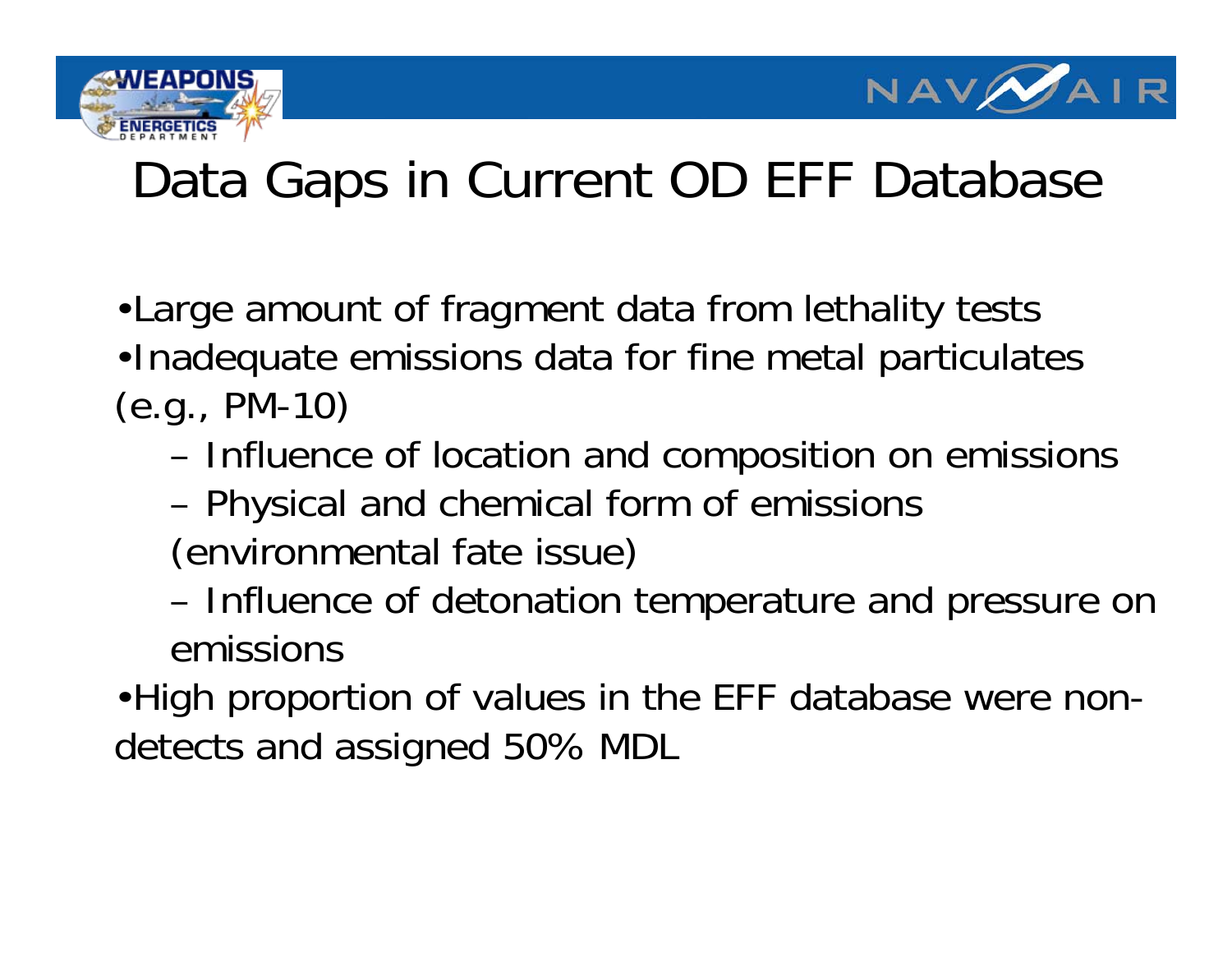# Data Gaps in Current OD EFF Database

- Large amount of fragment data from lethality tests
- Inadequate emissions data for fine metal particulates (e.g., PM-10)
  - Influence of location and composition on emissions
  - Physical and chemical form of emissions (environmental fate issue)
  - Influence of detonation temperature and pressure on emissions
- High proportion of values in the EFF database were non-detects and assigned 50% MDL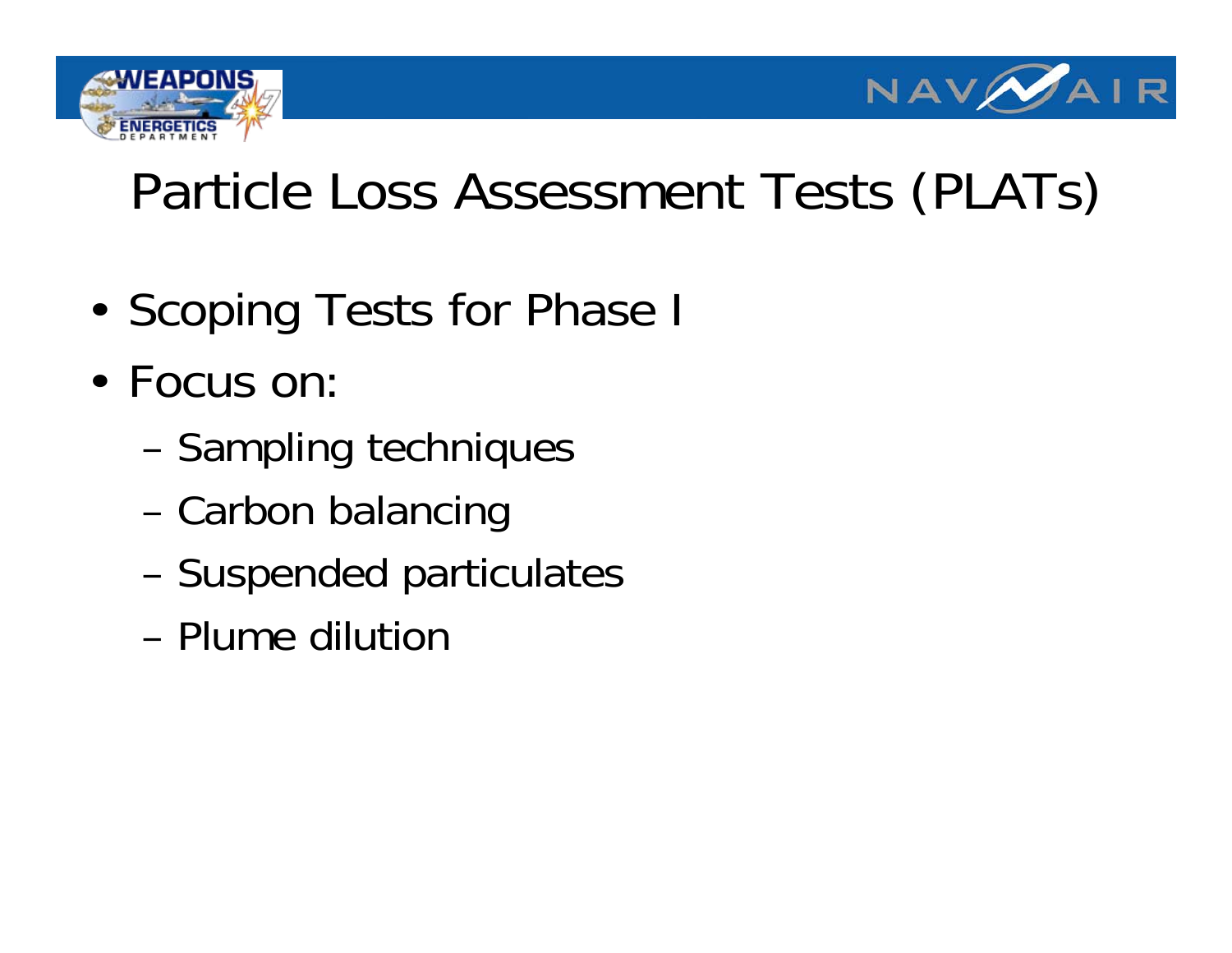# Particle Loss Assessment Tests (PLATs)

- Scoping Tests for Phase I
- Focus on:
  - Sampling techniques
  - Carbon balancing
  - Suspended particulates
  - Plume dilution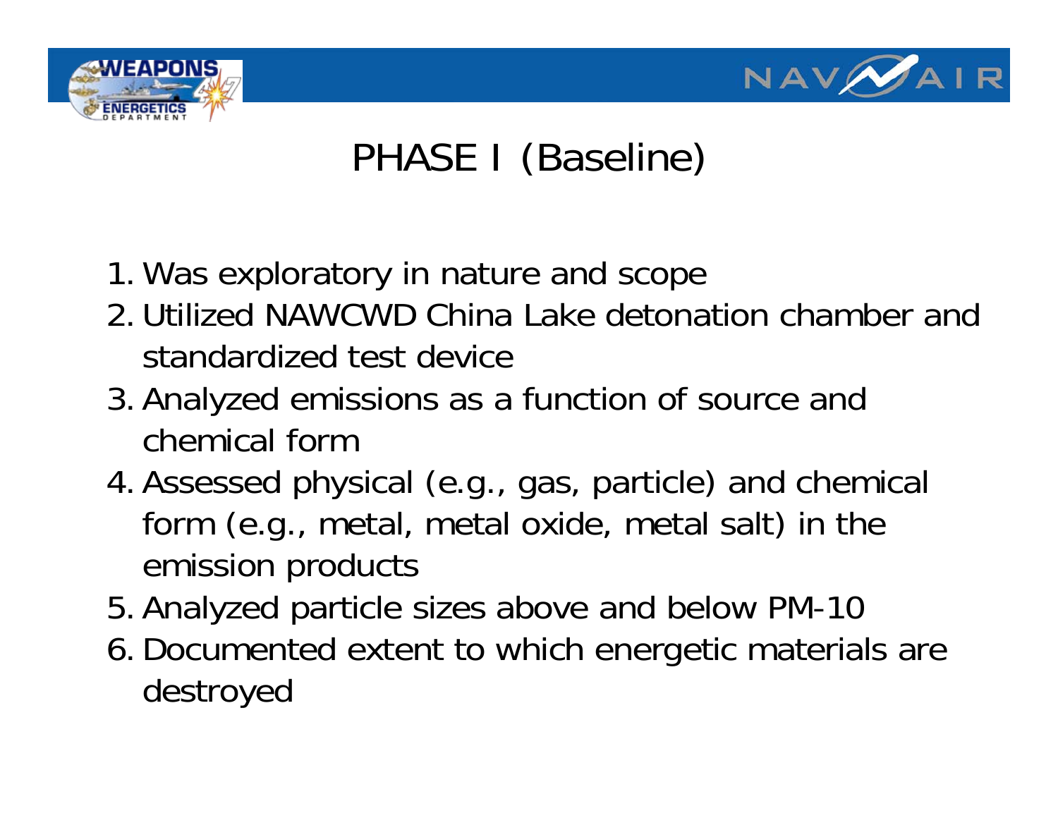# PHASE I (Baseline)

1. Was exploratory in nature and scope
2. Utilized NAWCWD China Lake detonation chamber and standardized test device
3. Analyzed emissions as a function of source and chemical form
4. Assessed physical (e.g., gas, particle) and chemical form (e.g., metal, metal oxide, metal salt) in the emission products
5. Analyzed particle sizes above and below PM-10
6. Documented extent to which energetic materials are destroyed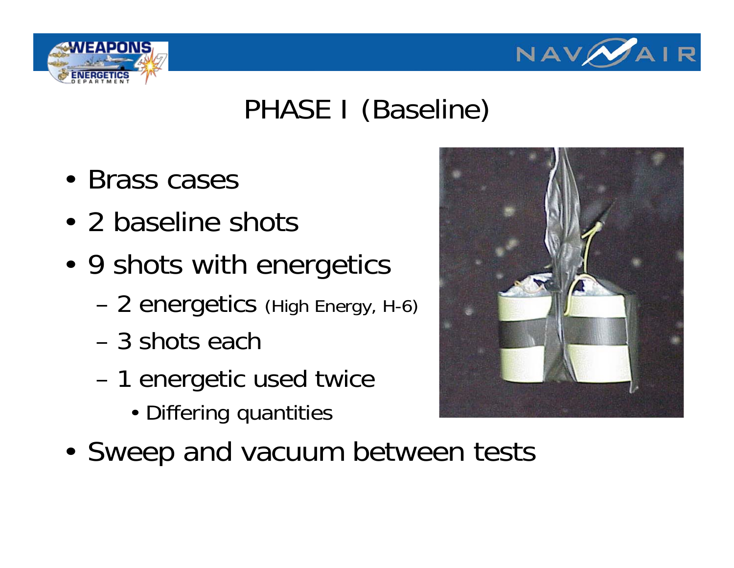# PHASE I (Baseline)

- Brass cases
- 2 baseline shots
- 9 shots with energetics
  - 2 energetics (High Energy, H-6)
  - 3 shots each
  - 1 energetic used twice
    - Differing quantities
- Sweep and vacuum between tests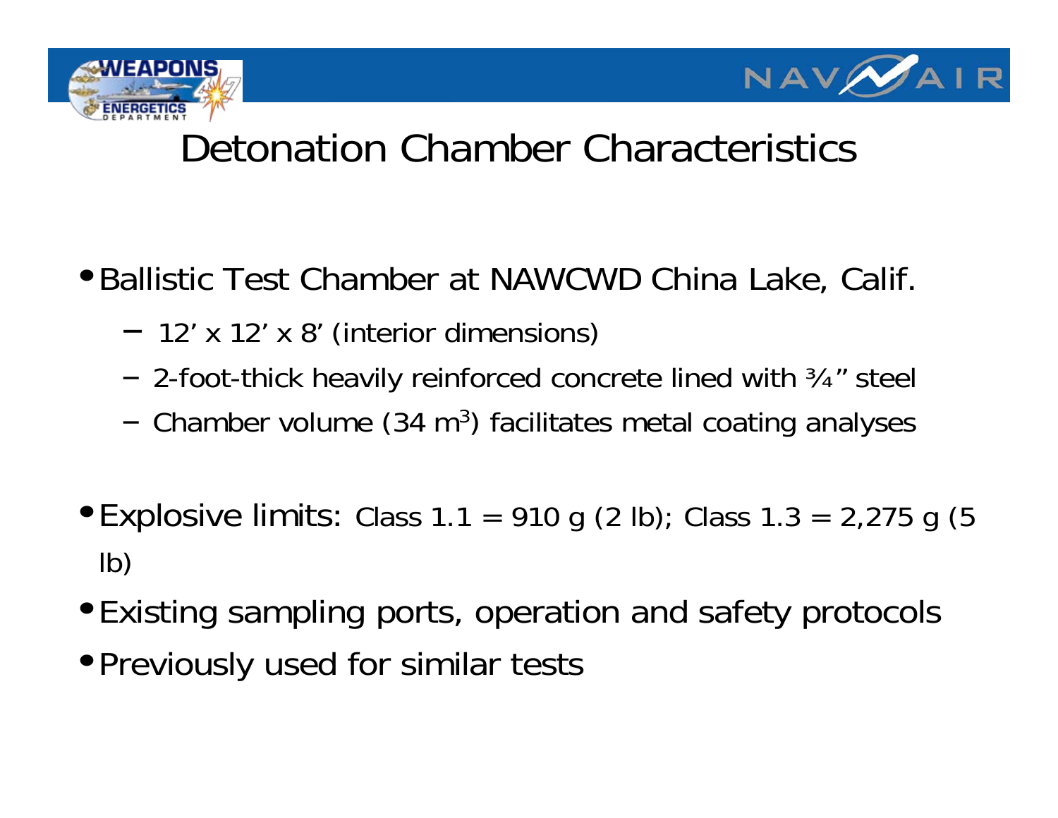# Detonation Chamber Characteristics

- Ballistic Test Chamber at NAWCWD China Lake, Calif.
  - 12' x 12' x 8' (interior dimensions)
  - 2-foot-thick heavily reinforced concrete lined with ¾" steel
  - Chamber volume (34 $m^3$) facilitates metal coating analyses
- Explosive limits: Class 1.1 = 910 g (2 lb); Class 1.3 = 2,275 g (5 lb)
- Existing sampling ports, operation and safety protocols
- Previously used for similar tests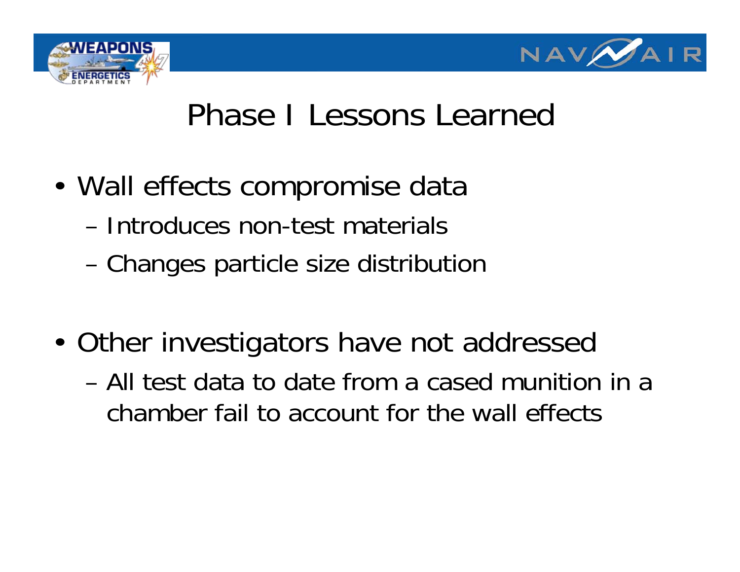# Phase I Lessons Learned

- Wall effects compromise data
  - Introduces non-test materials
  - Changes particle size distribution

- Other investigators have not addressed
  - All test data to date from a cased munition in a chamber fail to account for the wall effects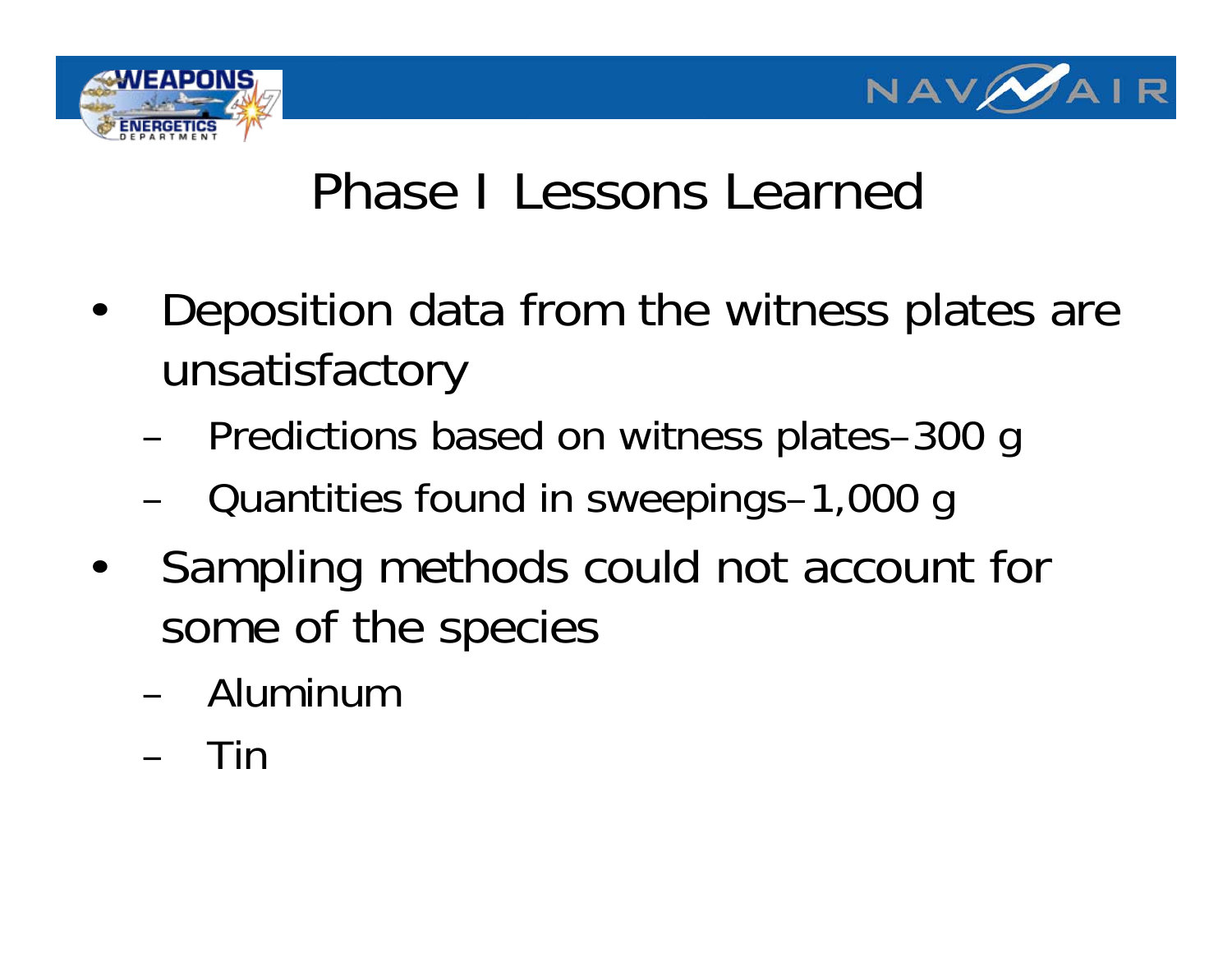# Phase I Lessons Learned

- Deposition data from the witness plates are unsatisfactory
  - Predictions based on witness plates–300 g
  - Quantities found in sweepings–1,000 g
- Sampling methods could not account for some of the species
  - Aluminum
  - Tin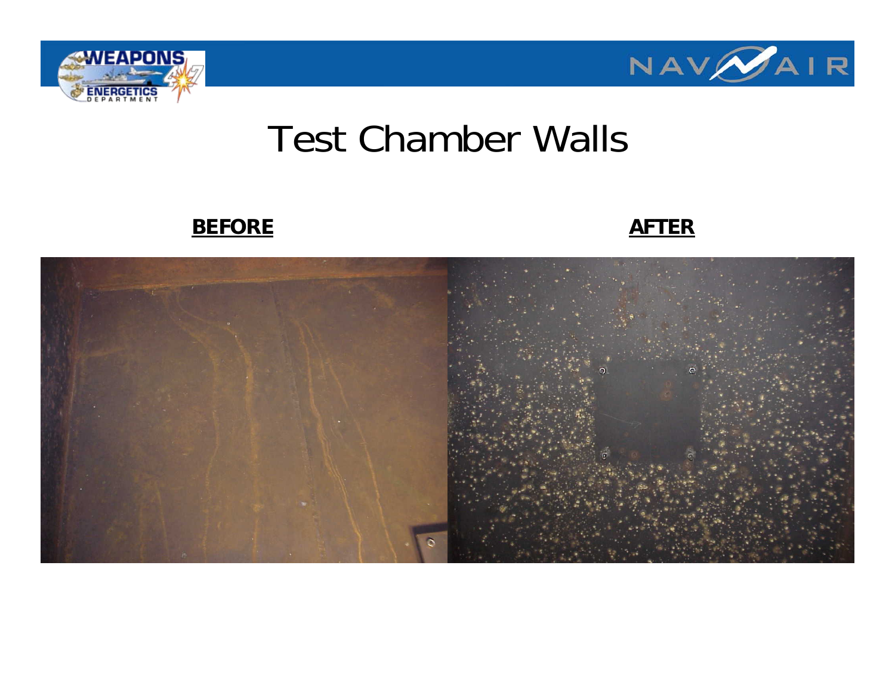# Test Chamber Walls

**BEFORE**

**AFTER**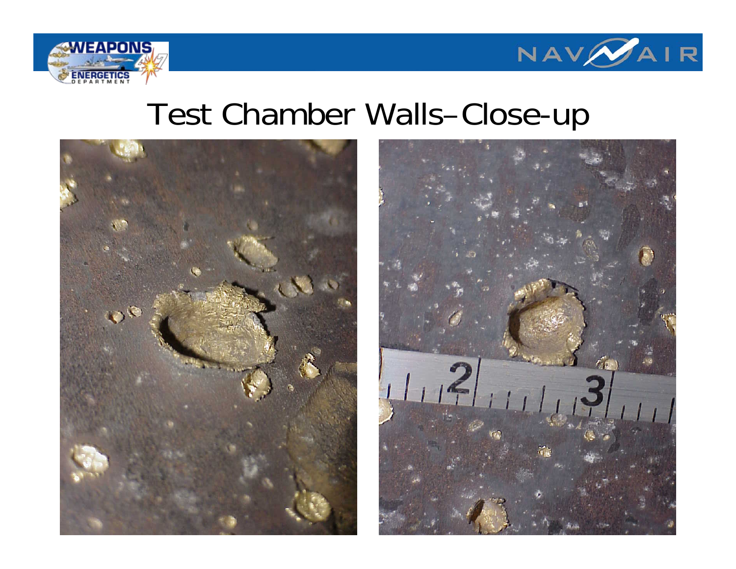# Test Chamber Walls– Close-up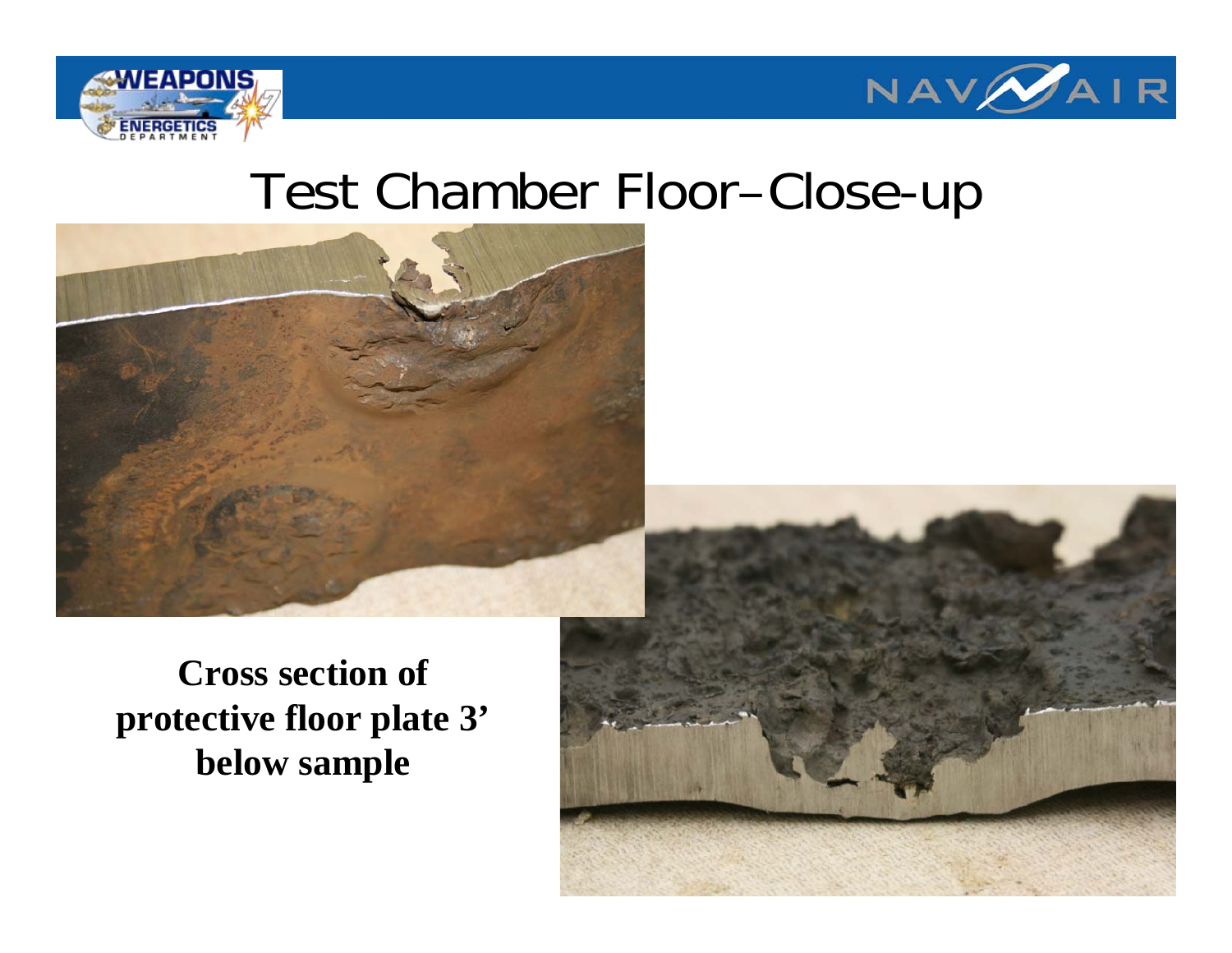# Test Chamber Floor–Close-up

**Cross section of protective floor plate 3' below sample**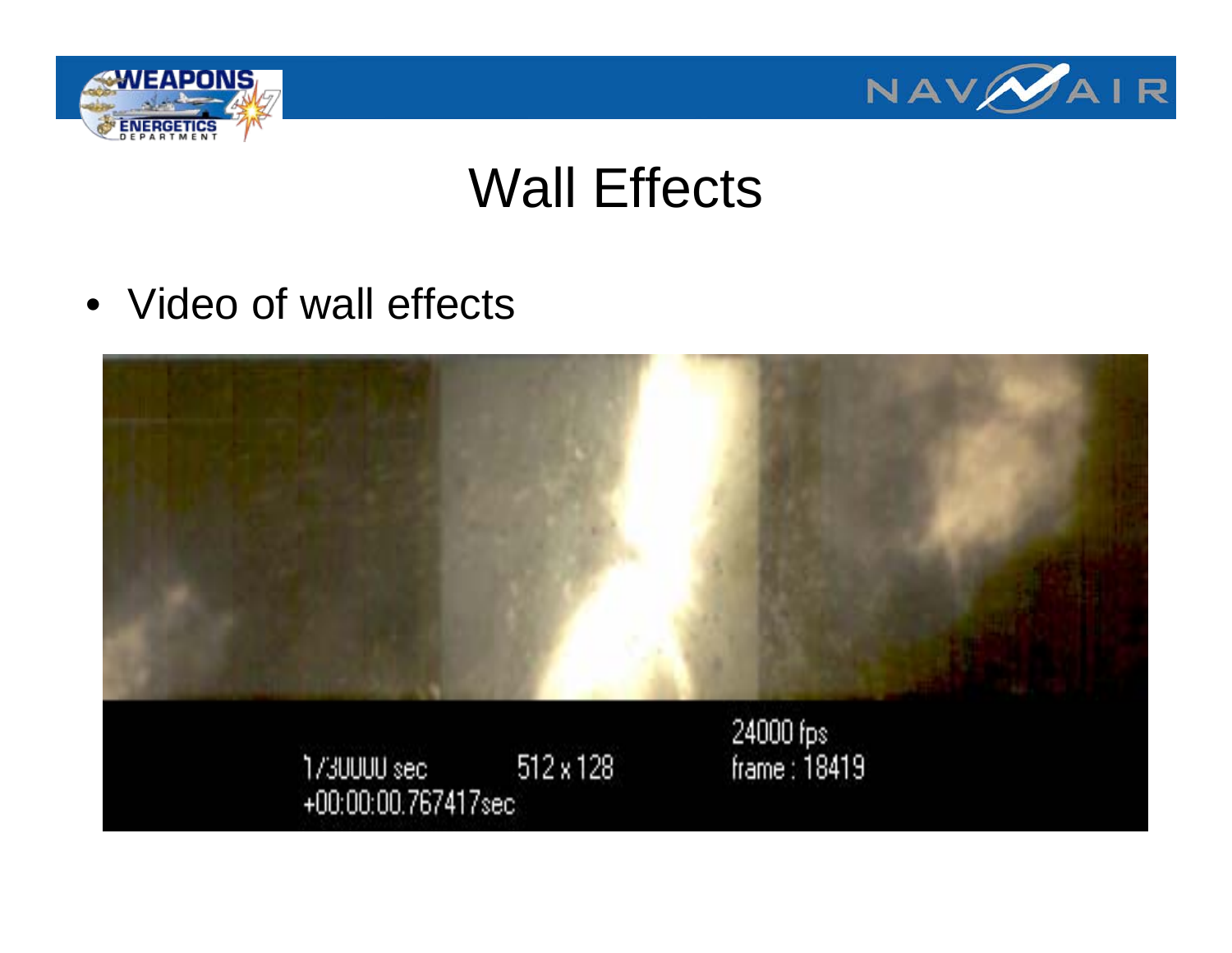# Wall Effects

- Video of wall effects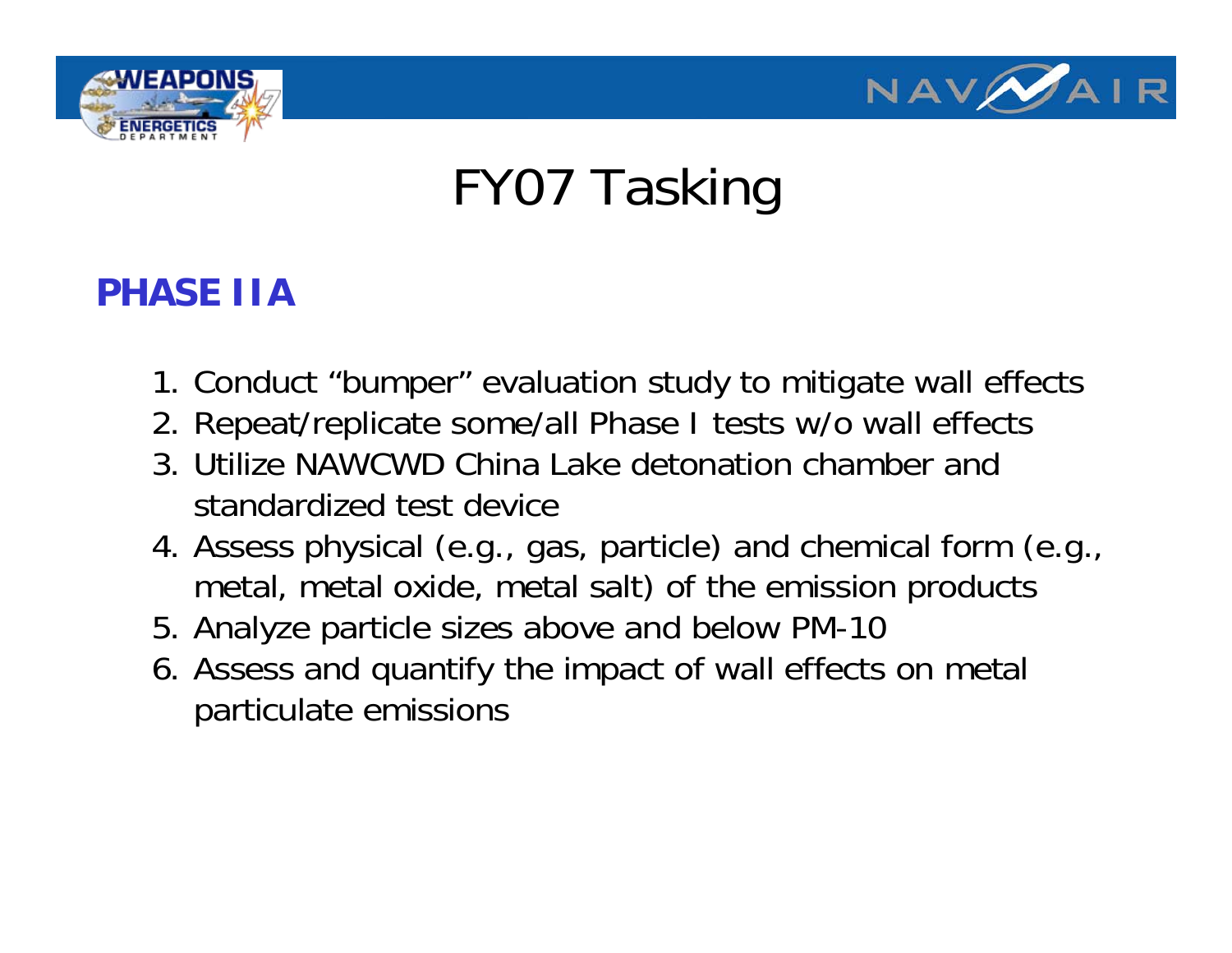# FY07 Tasking

## PHASE IIA

1. Conduct “bumper” evaluation study to mitigate wall effects
2. Repeat/replicate some/all Phase I tests w/o wall effects
3. Utilize NAWCWD China Lake detonation chamber and standardized test device
4. Assess physical (e.g., gas, particle) and chemical form (e.g., metal, metal oxide, metal salt) of the emission products
5. Analyze particle sizes above and below PM-10
6. Assess and quantify the impact of wall effects on metal particulate emissions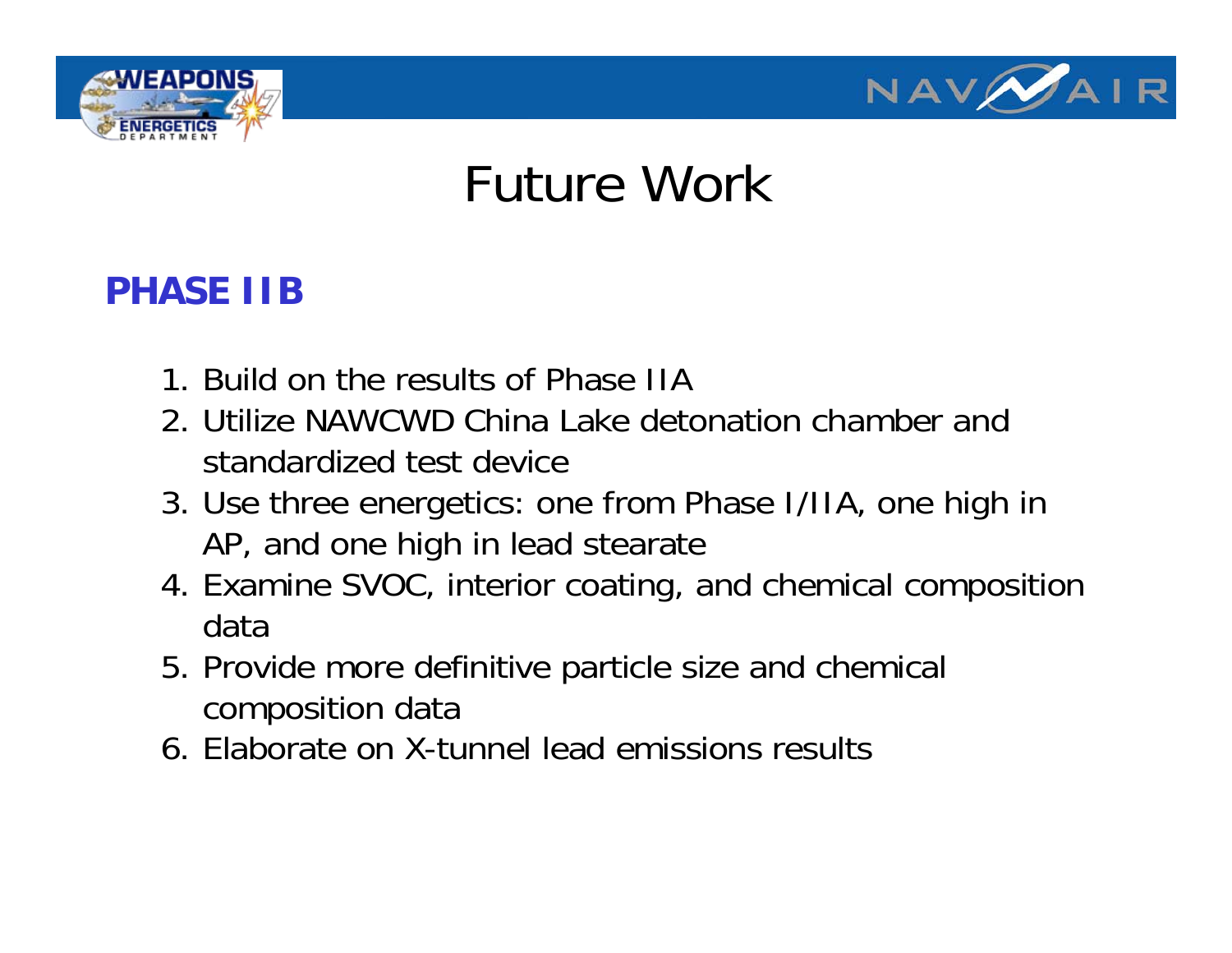# Future Work

## PHASE IIB

1. Build on the results of Phase IIA
2. Utilize NAWCWD China Lake detonation chamber and standardized test device
3. Use three energetics: one from Phase I/IIA, one high in AP, and one high in lead stearate
4. Examine SVOC, interior coating, and chemical composition data
5. Provide more definitive particle size and chemical composition data
6. Elaborate on X-tunnel lead emissions results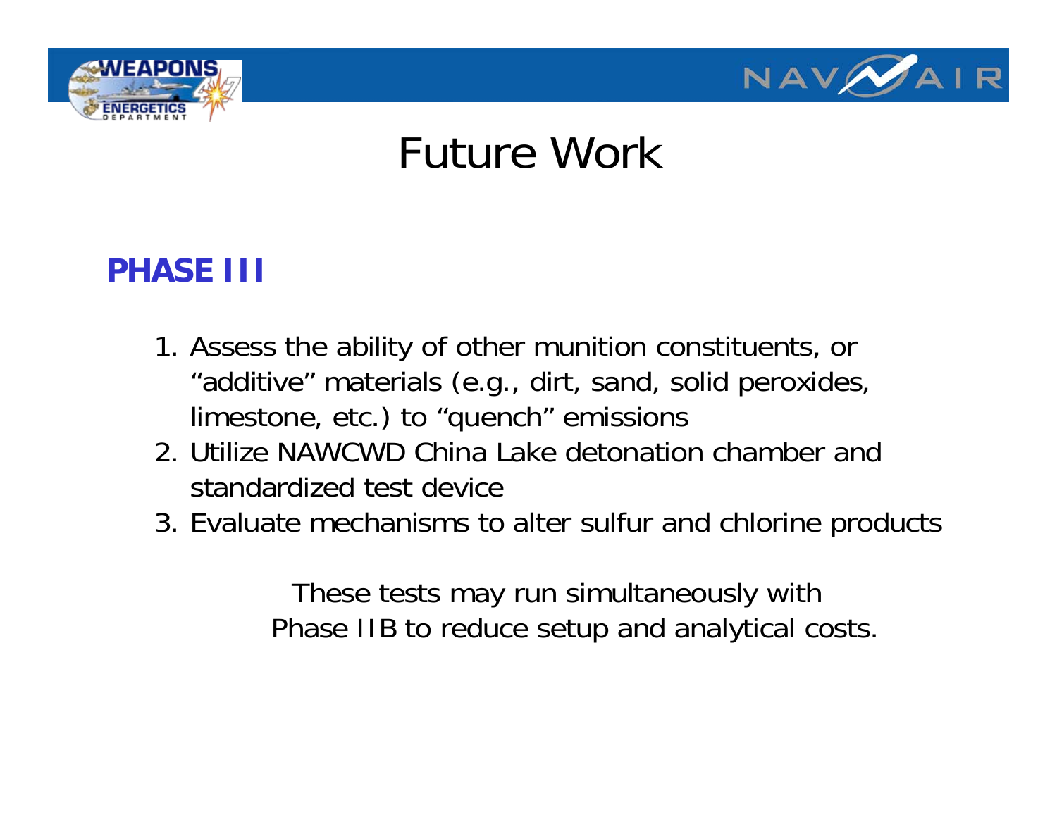# Future Work

## PHASE III

1. Assess the ability of other munition constituents, or "additive" materials (e.g., dirt, sand, solid peroxides, limestone, etc.) to "quench" emissions
2. Utilize NAWCWD China Lake detonation chamber and standardized test device
3. Evaluate mechanisms to alter sulfur and chlorine products

These tests may run simultaneously with Phase IIB to reduce setup and analytical costs.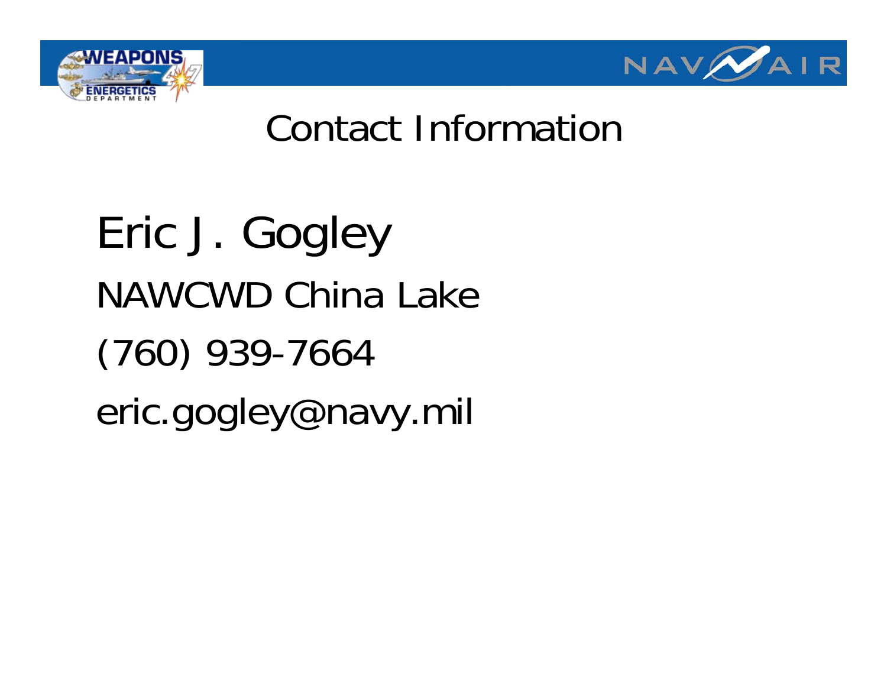# Contact Information

Eric J. Gogley

NAWCWD China Lake

(760) 939-7664

eric.gogley@navy.mil